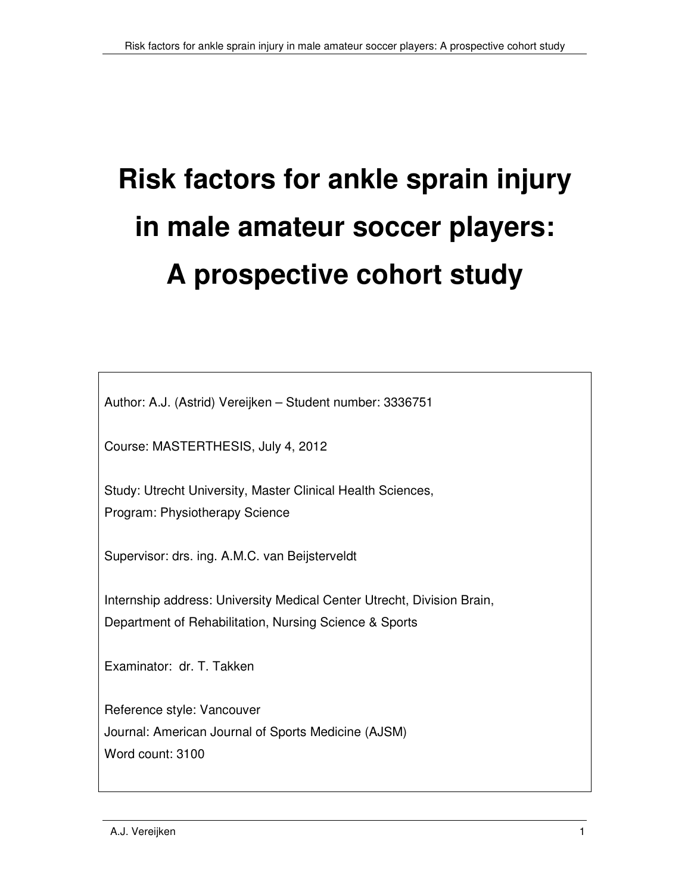# Risk factors for ankle sprain injury in male amateur soccer players: A prospective cohort study

Author: A.J. (Astrid) Vereijken – Student number: 3336751

Course: MASTERTHESIS, July 4, 2012

Study: Utrecht University, Master Clinical Health Sciences,
Program: Physiotherapy Science

Supervisor: drs. ing. A.M.C. van Beijsterveldt

Internship address: University Medical Center Utrecht, Division Brain,
Department of Rehabilitation, Nursing Science & Sports

Examinator: dr. T. Takken

Reference style: Vancouver
Journal: American Journal of Sports Medicine (AJSM)
Word count: 3100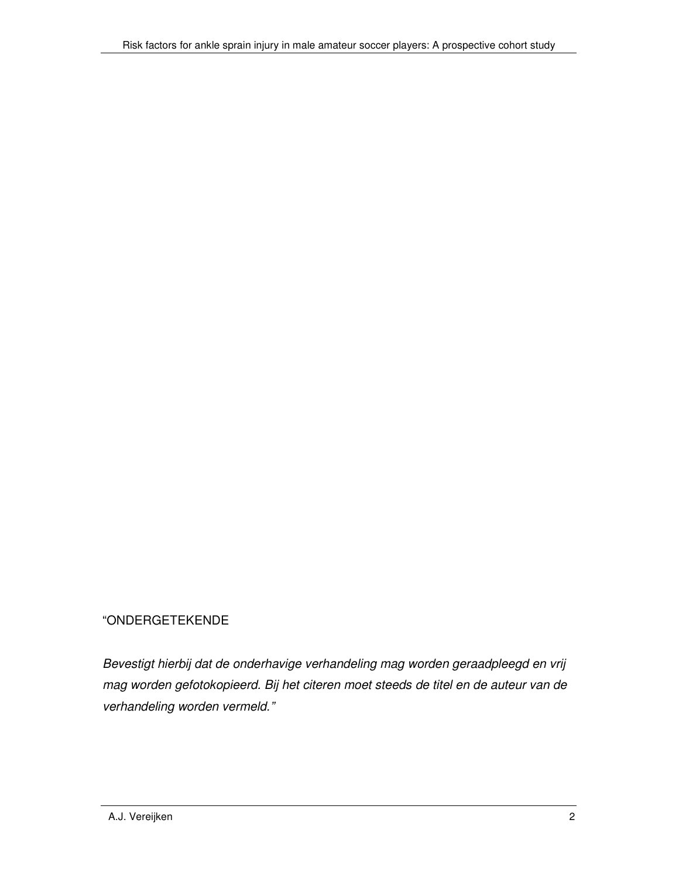“ONDERGETEKENDE

*Bevestigt hierbij dat de onderhavige verhandeling mag worden geraadpleegd en vrij mag worden gefotokopieerd. Bij het citeren moet steeds de titel en de auteur van de verhandeling worden vermeld.”*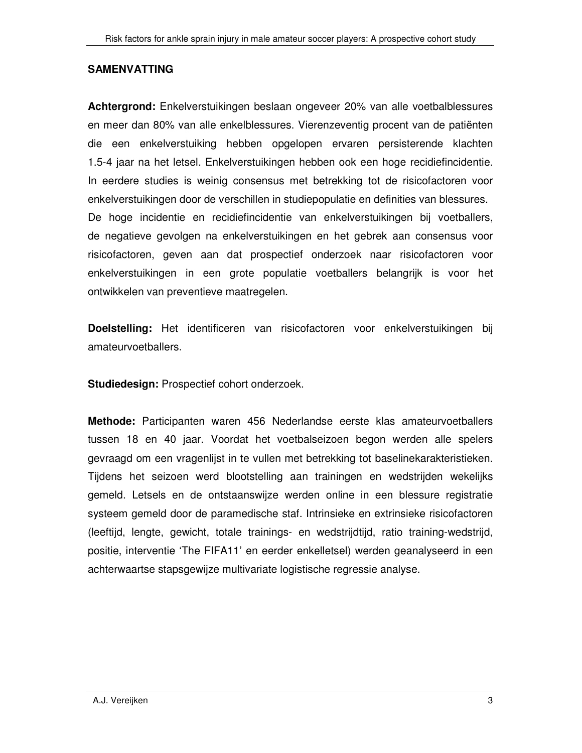## SAMENVATTING

**Achtergrond:** Enkelverstuikingen beslaan ongeveer 20% van alle voetbalblessures en meer dan 80% van alle enkelblessures. Vierenzeventig procent van de patiënten die een enkelverstuiking hebben opgelopen ervaren persisterende klachten 1.5-4 jaar na het letsel. Enkelverstuikingen hebben ook een hoge recidiefincidentie. In eerdere studies is weinig consensus met betrekking tot de risicofactoren voor enkelverstuikingen door de verschillen in studiepopulatie en definities van blessures.
De hoge incidentie en recidiefincidentie van enkelverstuikingen bij voetballers, de negatieve gevolgen na enkelverstuikingen en het gebrek aan consensus voor risicofactoren, geven aan dat prospectief onderzoek naar risicofactoren voor enkelverstuikingen in een grote populatie voetballers belangrijk is voor het ontwikkelen van preventieve maatregelen.

**Doelstelling:** Het identificeren van risicofactoren voor enkelverstuikingen bij amateurvoetballers.

**Studiedesign:** Prospectief cohort onderzoek.

**Methode:** Participanten waren 456 Nederlandse eerste klas amateurvoetballers tussen 18 en 40 jaar. Voordat het voetbalseizoen begon werden alle spelers gevraagd om een vragenlijst in te vullen met betrekking tot baselinekarakteristieken. Tijdens het seizoen werd blootstelling aan trainingen en wedstrijden wekelijks gemeld. Letsels en de ontstaanswijze werden online in een blessure registratie systeem gemeld door de paramedische staf. Intrinsieke en extrinsieke risicofactoren (leeftijd, lengte, gewicht, totale trainings- en wedstrijdtijd, ratio training-wedstrijd, positie, interventie 'The FIFA11' en eerder enkelletsel) werden geanalyseerd in een achterwaartse stapsgewijze multivariate logistische regressie analyse.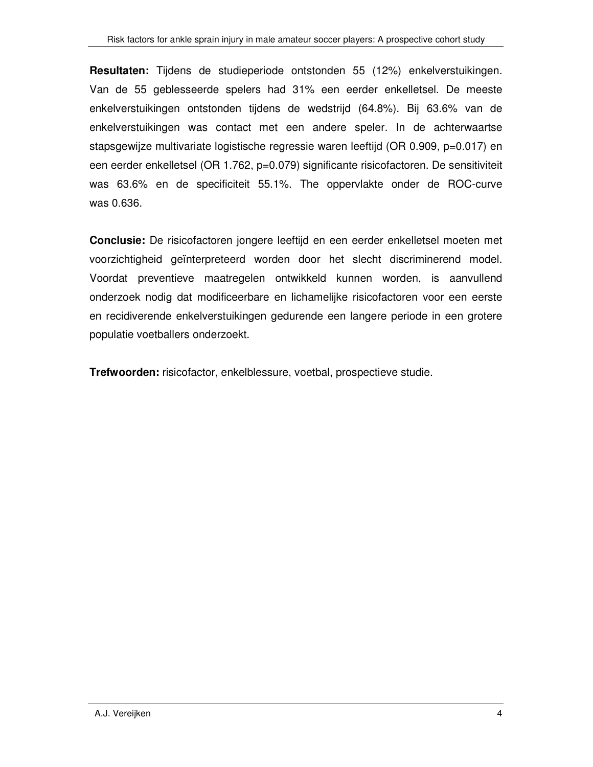**Resultaten:** Tijdens de studieperiode ontstonden 55 (12%) enkelverstuikingen. Van de 55 geblesseerde spelers had 31% een eerder enkelletsel. De meeste enkelverstuikingen ontstonden tijdens de wedstrijd (64.8%). Bij 63.6% van de enkelverstuikingen was contact met een andere speler. In de achterwaartse stapsgewijze multivariate logistische regressie waren leeftijd (OR 0.909, $p=0.017$) en een eerder enkelletsel (OR 1.762, $p=0.079$) significante risicofactoren. De sensitiviteit was 63.6% en de specificiteit 55.1%. The oppervlakte onder de ROC-curve was 0.636.

**Conclusie:** De risicofactoren jongere leeftijd en een eerder enkelletsel moeten met voorzichtigheid geïnterpreteerd worden door het slecht discriminerend model. Voordat preventieve maatregelen ontwikkeld kunnen worden, is aanvullend onderzoek nodig dat modificeerbare en lichamelijke risicofactoren voor een eerste en recidiverende enkelverstuikingen gedurende een langere periode in een grotere populatie voetballers onderzoekt.

**Trefwoorden:** risicofactor, enkelblessure, voetbal, prospectieve studie.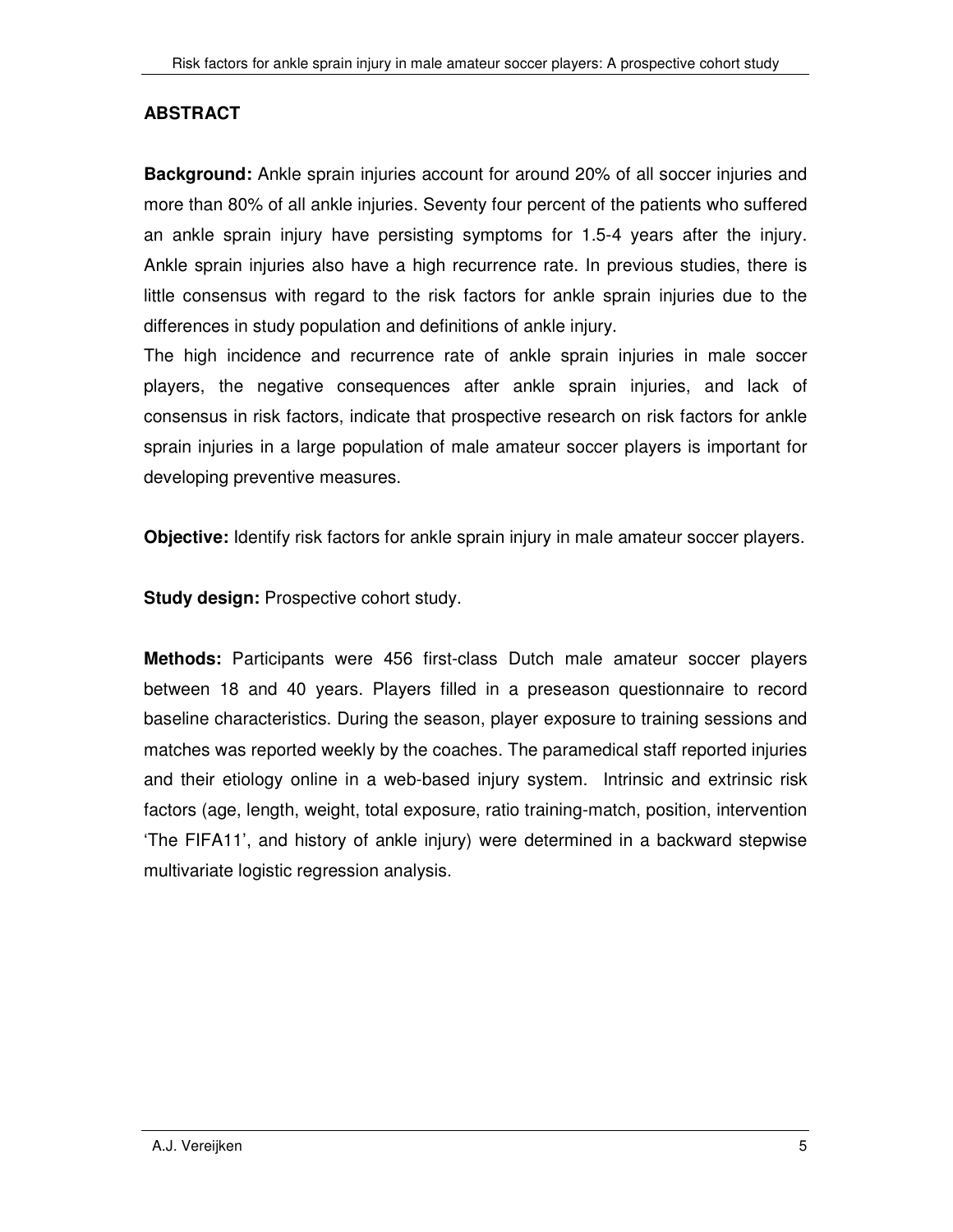## ABSTRACT

**Background:** Ankle sprain injuries account for around 20% of all soccer injuries and more than 80% of all ankle injuries. Seventy four percent of the patients who suffered an ankle sprain injury have persisting symptoms for 1.5-4 years after the injury. Ankle sprain injuries also have a high recurrence rate. In previous studies, there is little consensus with regard to the risk factors for ankle sprain injuries due to the differences in study population and definitions of ankle injury.

The high incidence and recurrence rate of ankle sprain injuries in male soccer players, the negative consequences after ankle sprain injuries, and lack of consensus in risk factors, indicate that prospective research on risk factors for ankle sprain injuries in a large population of male amateur soccer players is important for developing preventive measures.

**Objective:** Identify risk factors for ankle sprain injury in male amateur soccer players.

**Study design:** Prospective cohort study.

**Methods:** Participants were 456 first-class Dutch male amateur soccer players between 18 and 40 years. Players filled in a preseason questionnaire to record baseline characteristics. During the season, player exposure to training sessions and matches was reported weekly by the coaches. The paramedical staff reported injuries and their etiology online in a web-based injury system. Intrinsic and extrinsic risk factors (age, length, weight, total exposure, ratio training-match, position, intervention 'The FIFA11', and history of ankle injury) were determined in a backward stepwise multivariate logistic regression analysis.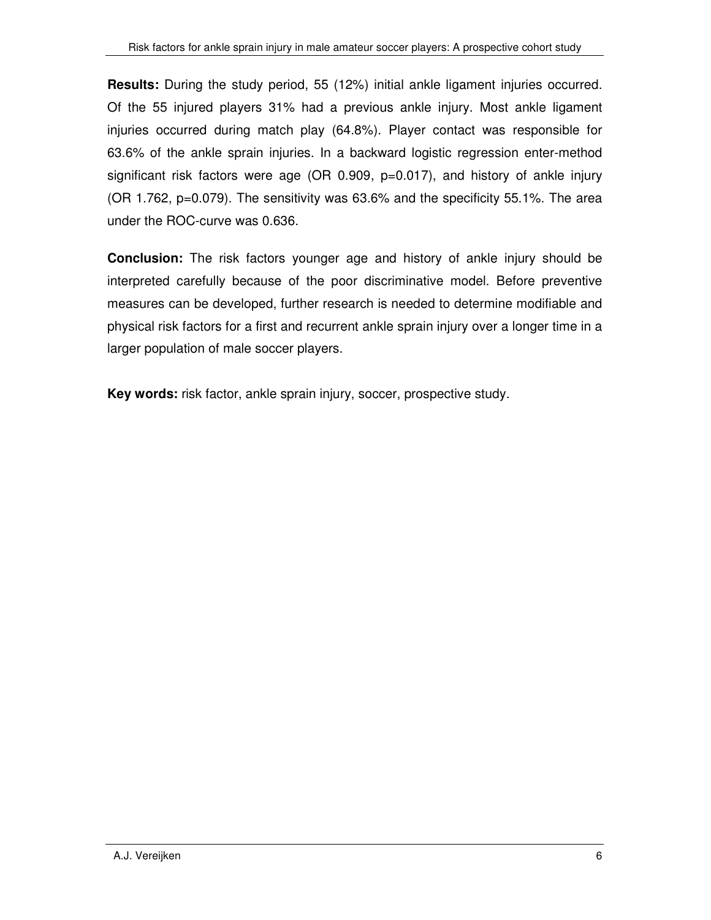**Results:** During the study period, 55 (12%) initial ankle ligament injuries occurred. Of the 55 injured players 31% had a previous ankle injury. Most ankle ligament injuries occurred during match play (64.8%). Player contact was responsible for 63.6% of the ankle sprain injuries. In a backward logistic regression enter-method significant risk factors were age (OR 0.909, p=0.017), and history of ankle injury (OR 1.762, p=0.079). The sensitivity was 63.6% and the specificity 55.1%. The area under the ROC-curve was 0.636.

**Conclusion:** The risk factors younger age and history of ankle injury should be interpreted carefully because of the poor discriminative model. Before preventive measures can be developed, further research is needed to determine modifiable and physical risk factors for a first and recurrent ankle sprain injury over a longer time in a larger population of male soccer players.

**Key words:** risk factor, ankle sprain injury, soccer, prospective study.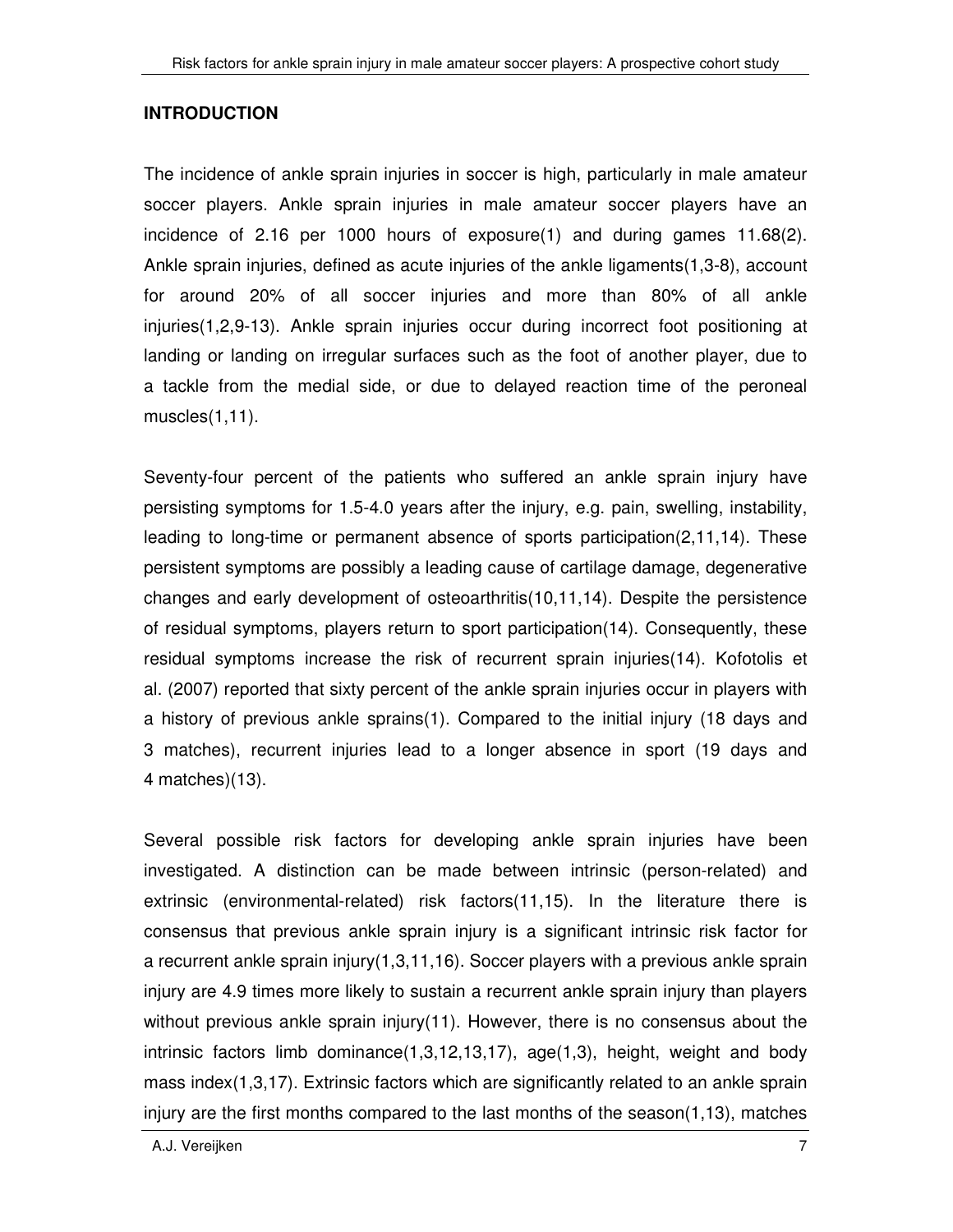## INTRODUCTION

The incidence of ankle sprain injuries in soccer is high, particularly in male amateur soccer players. Ankle sprain injuries in male amateur soccer players have an incidence of 2.16 per 1000 hours of exposure(1) and during games 11.68(2). Ankle sprain injuries, defined as acute injuries of the ankle ligaments(1,3-8), account for around 20% of all soccer injuries and more than 80% of all ankle injuries(1,2,9-13). Ankle sprain injuries occur during incorrect foot positioning at landing or landing on irregular surfaces such as the foot of another player, due to a tackle from the medial side, or due to delayed reaction time of the peroneal muscles(1,11).

Seventy-four percent of the patients who suffered an ankle sprain injury have persisting symptoms for 1.5-4.0 years after the injury, e.g. pain, swelling, instability, leading to long-time or permanent absence of sports participation(2,11,14). These persistent symptoms are possibly a leading cause of cartilage damage, degenerative changes and early development of osteoarthritis(10,11,14). Despite the persistence of residual symptoms, players return to sport participation(14). Consequently, these residual symptoms increase the risk of recurrent sprain injuries(14). Kofotolis et al. (2007) reported that sixty percent of the ankle sprain injuries occur in players with a history of previous ankle sprains(1). Compared to the initial injury (18 days and 3 matches), recurrent injuries lead to a longer absence in sport (19 days and 4 matches)(13).

Several possible risk factors for developing ankle sprain injuries have been investigated. A distinction can be made between intrinsic (person-related) and extrinsic (environmental-related) risk factors(11,15). In the literature there is consensus that previous ankle sprain injury is a significant intrinsic risk factor for a recurrent ankle sprain injury(1,3,11,16). Soccer players with a previous ankle sprain injury are 4.9 times more likely to sustain a recurrent ankle sprain injury than players without previous ankle sprain injury(11). However, there is no consensus about the intrinsic factors limb dominance(1,3,12,13,17), age(1,3), height, weight and body mass index(1,3,17). Extrinsic factors which are significantly related to an ankle sprain injury are the first months compared to the last months of the season(1,13), matches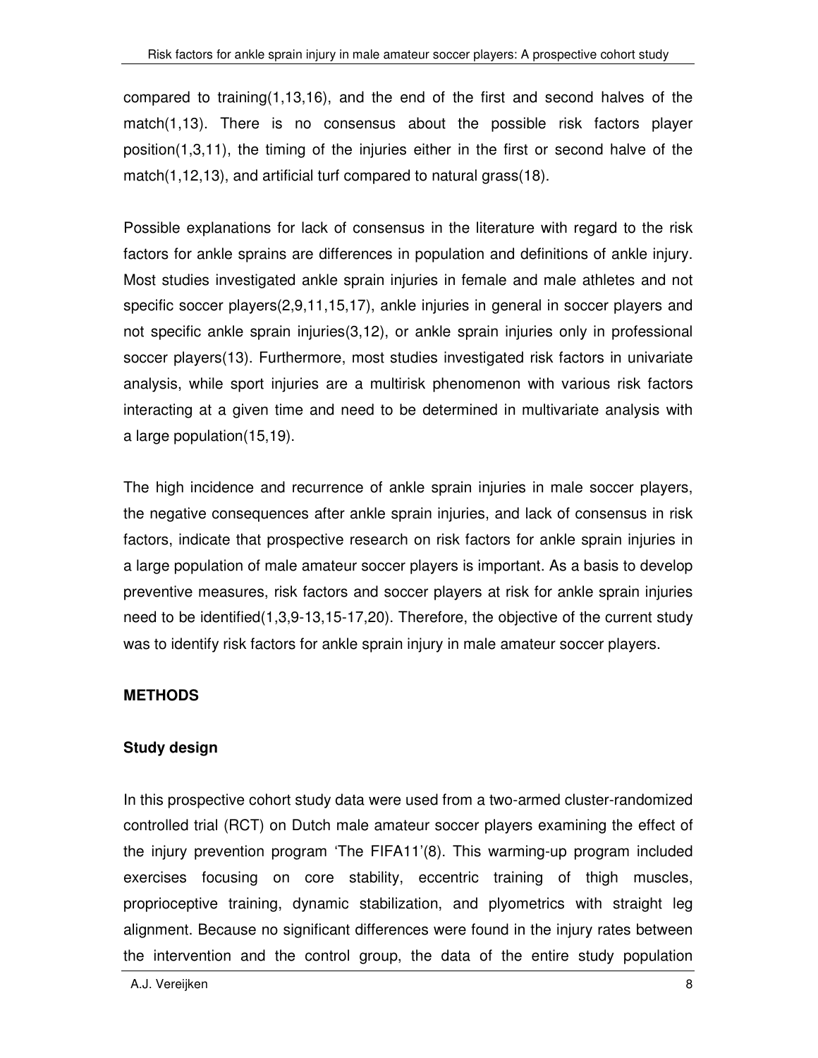compared to training(1,13,16), and the end of the first and second halves of the match(1,13). There is no consensus about the possible risk factors player position(1,3,11), the timing of the injuries either in the first or second halve of the match(1,12,13), and artificial turf compared to natural grass(18).

Possible explanations for lack of consensus in the literature with regard to the risk factors for ankle sprains are differences in population and definitions of ankle injury. Most studies investigated ankle sprain injuries in female and male athletes and not specific soccer players(2,9,11,15,17), ankle injuries in general in soccer players and not specific ankle sprain injuries(3,12), or ankle sprain injuries only in professional soccer players(13). Furthermore, most studies investigated risk factors in univariate analysis, while sport injuries are a multirisk phenomenon with various risk factors interacting at a given time and need to be determined in multivariate analysis with a large population(15,19).

The high incidence and recurrence of ankle sprain injuries in male soccer players, the negative consequences after ankle sprain injuries, and lack of consensus in risk factors, indicate that prospective research on risk factors for ankle sprain injuries in a large population of male amateur soccer players is important. As a basis to develop preventive measures, risk factors and soccer players at risk for ankle sprain injuries need to be identified(1,3,9-13,15-17,20). Therefore, the objective of the current study was to identify risk factors for ankle sprain injury in male amateur soccer players.

## METHODS

### Study design

In this prospective cohort study data were used from a two-armed cluster-randomized controlled trial (RCT) on Dutch male amateur soccer players examining the effect of the injury prevention program 'The FIFA11'(8). This warming-up program included exercises focusing on core stability, eccentric training of thigh muscles, proprioceptive training, dynamic stabilization, and plyometrics with straight leg alignment. Because no significant differences were found in the injury rates between the intervention and the control group, the data of the entire study population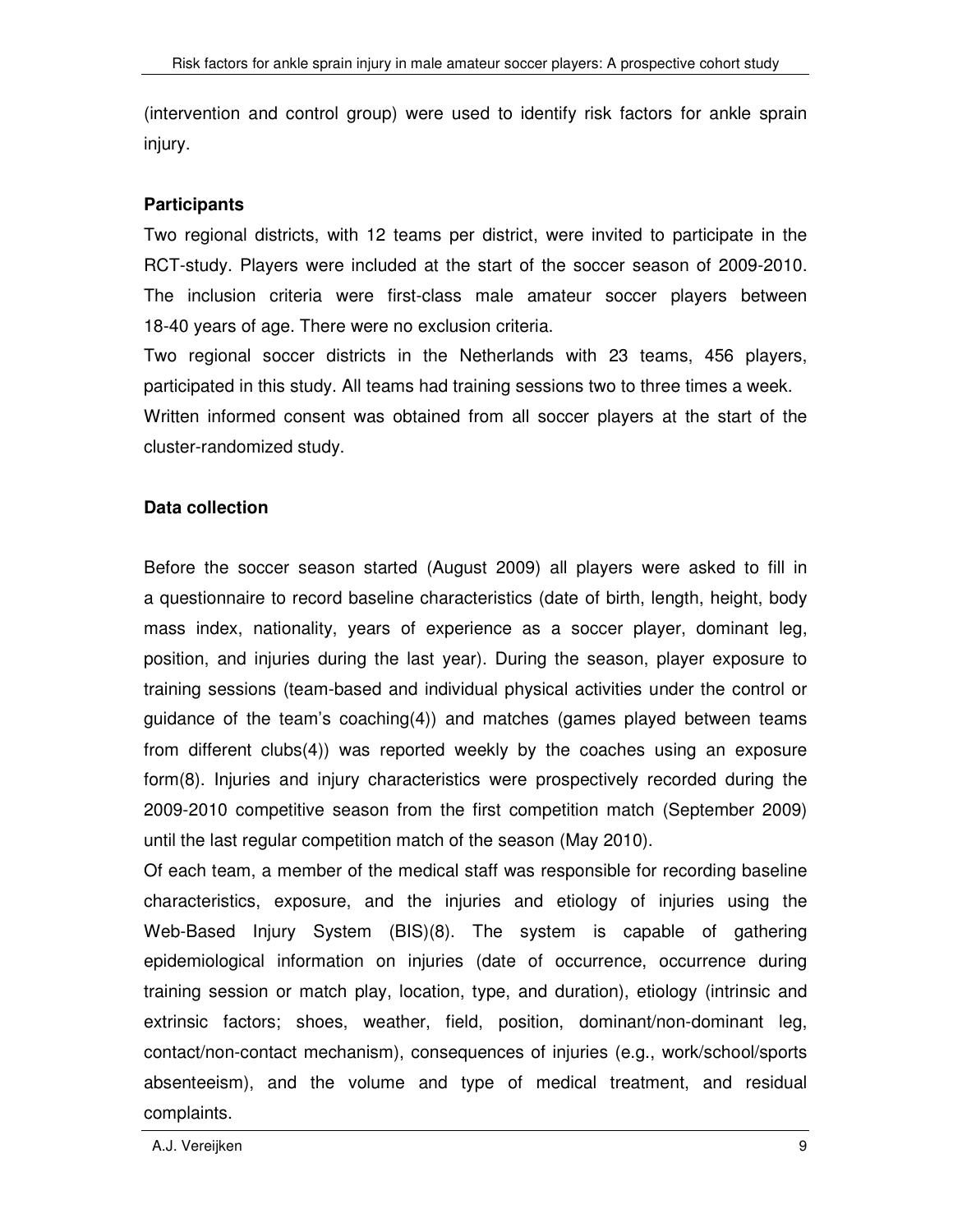(intervention and control group) were used to identify risk factors for ankle sprain injury.

**Participants**

Two regional districts, with 12 teams per district, were invited to participate in the RCT-study. Players were included at the start of the soccer season of 2009-2010. The inclusion criteria were first-class male amateur soccer players between 18-40 years of age. There were no exclusion criteria.

Two regional soccer districts in the Netherlands with 23 teams, 456 players, participated in this study. All teams had training sessions two to three times a week.

Written informed consent was obtained from all soccer players at the start of the cluster-randomized study.

**Data collection**

Before the soccer season started (August 2009) all players were asked to fill in a questionnaire to record baseline characteristics (date of birth, length, height, body mass index, nationality, years of experience as a soccer player, dominant leg, position, and injuries during the last year). During the season, player exposure to training sessions (team-based and individual physical activities under the control or guidance of the team's coaching(4)) and matches (games played between teams from different clubs(4)) was reported weekly by the coaches using an exposure form(8). Injuries and injury characteristics were prospectively recorded during the 2009-2010 competitive season from the first competition match (September 2009) until the last regular competition match of the season (May 2010).

Of each team, a member of the medical staff was responsible for recording baseline characteristics, exposure, and the injuries and etiology of injuries using the Web-Based Injury System (BIS)(8). The system is capable of gathering epidemiological information on injuries (date of occurrence, occurrence during training session or match play, location, type, and duration), etiology (intrinsic and extrinsic factors; shoes, weather, field, position, dominant/non-dominant leg, contact/non-contact mechanism), consequences of injuries (e.g., work/school/sports absenteeism), and the volume and type of medical treatment, and residual complaints.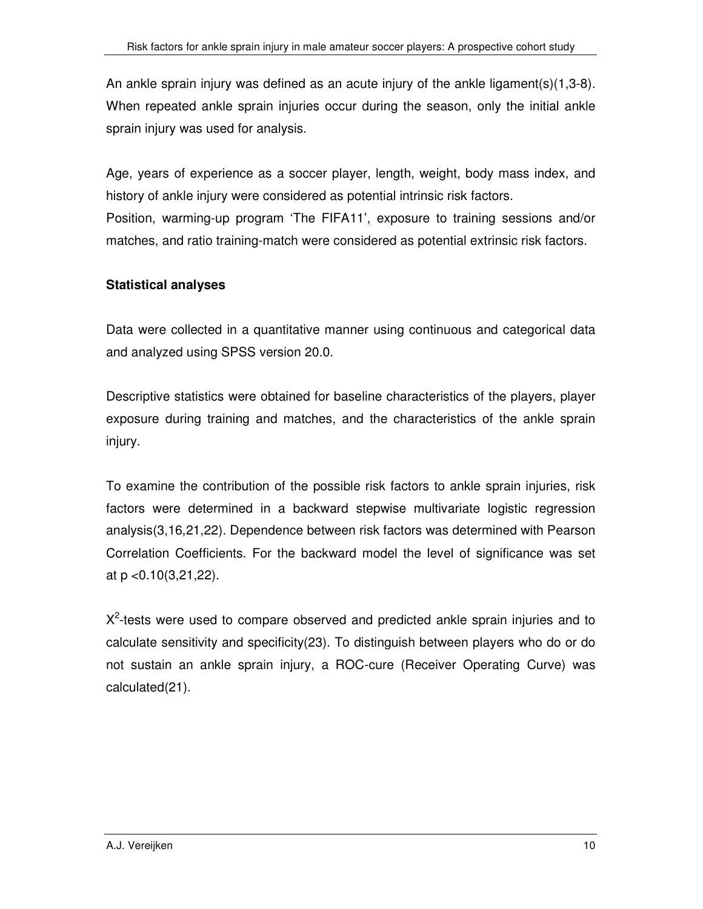An ankle sprain injury was defined as an acute injury of the ankle ligament(s)(1,3-8). When repeated ankle sprain injuries occur during the season, only the initial ankle sprain injury was used for analysis.

Age, years of experience as a soccer player, length, weight, body mass index, and history of ankle injury were considered as potential intrinsic risk factors.
Position, warming-up program 'The FIFA11', exposure to training sessions and/or matches, and ratio training-match were considered as potential extrinsic risk factors.

**Statistical analyses**

Data were collected in a quantitative manner using continuous and categorical data and analyzed using SPSS version 20.0.

Descriptive statistics were obtained for baseline characteristics of the players, player exposure during training and matches, and the characteristics of the ankle sprain injury.

To examine the contribution of the possible risk factors to ankle sprain injuries, risk factors were determined in a backward stepwise multivariate logistic regression analysis(3,16,21,22). Dependence between risk factors was determined with Pearson Correlation Coefficients. For the backward model the level of significance was set at $p < 0.10$(3,21,22).

$X^2$-tests were used to compare observed and predicted ankle sprain injuries and to calculate sensitivity and specificity(23). To distinguish between players who do or do not sustain an ankle sprain injury, a ROC-cure (Receiver Operating Curve) was calculated(21).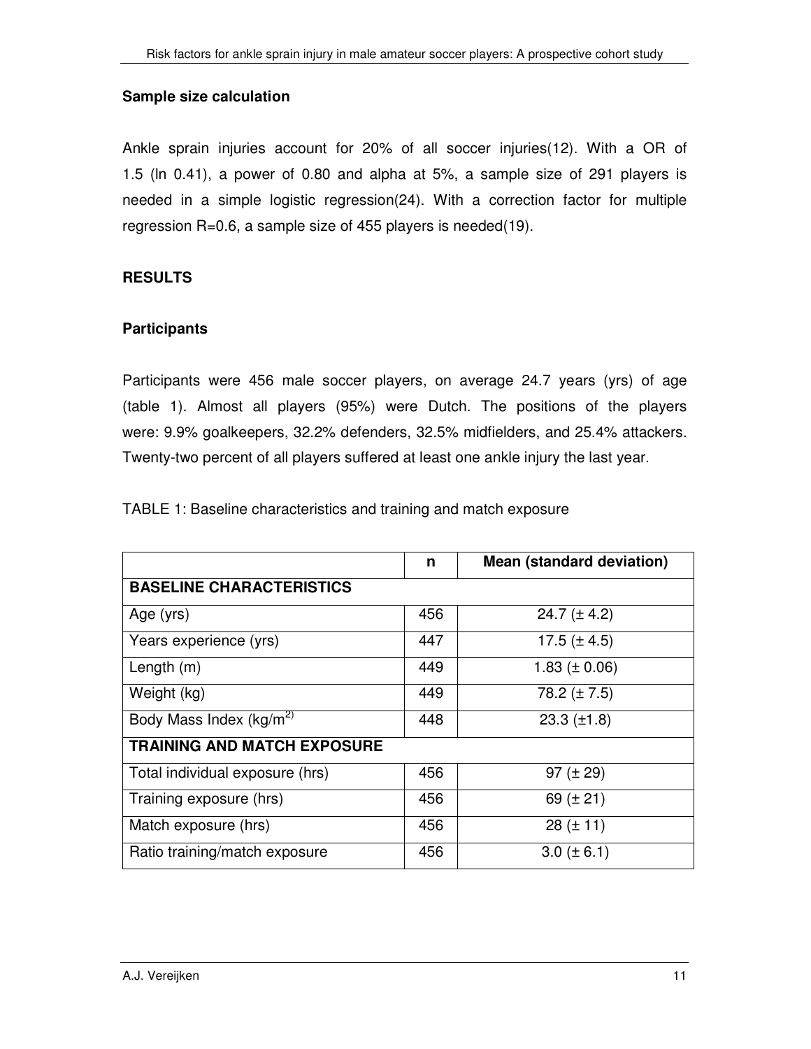### Sample size calculation

Ankle sprain injuries account for 20% of all soccer injuries(12). With a OR of 1.5 (ln 0.41), a power of 0.80 and alpha at 5%, a sample size of 291 players is needed in a simple logistic regression(24). With a correction factor for multiple regression R=0.6, a sample size of 455 players is needed(19).

## RESULTS

### Participants

Participants were 456 male soccer players, on average 24.7 years (yrs) of age (table 1). Almost all players (95%) were Dutch. The positions of the players were: 9.9% goalkeepers, 32.2% defenders, 32.5% midfielders, and 25.4% attackers. Twenty-two percent of all players suffered at least one ankle injury the last year.

TABLE 1: Baseline characteristics and training and match exposure

| | n | Mean (standard deviation) |
|---|---|---|
| **BASELINE CHARACTERISTICS** | | |
| Age (yrs) | 456 | 24.7 (± 4.2) |
| Years experience (yrs) | 447 | 17.5 (± 4.5) |
| Length (m) | 449 | 1.83 (± 0.06) |
| Weight (kg) | 449 | 78.2 (± 7.5) |
| Body Mass Index (kg/m$^{2)}$ | 448 | 23.3 (±1.8) |
| **TRAINING AND MATCH EXPOSURE** | | |
| Total individual exposure (hrs) | 456 | 97 (± 29) |
| Training exposure (hrs) | 456 | 69 (± 21) |
| Match exposure (hrs) | 456 | 28 (± 11) |
| Ratio training/match exposure | 456 | 3.0 (± 6.1) |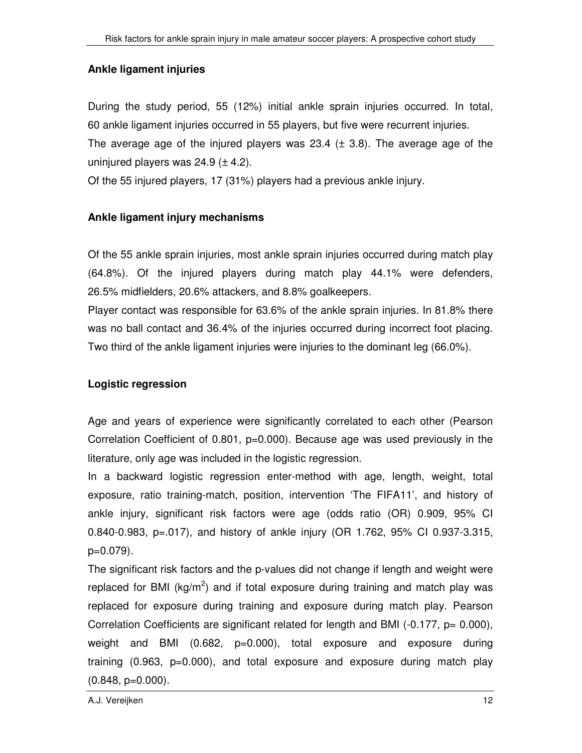### Ankle ligament injuries

During the study period, 55 (12%) initial ankle sprain injuries occurred. In total, 60 ankle ligament injuries occurred in 55 players, but five were recurrent injuries.
The average age of the injured players was 23.4 (± 3.8). The average age of the uninjured players was 24.9 (± 4.2).
Of the 55 injured players, 17 (31%) players had a previous ankle injury.

### Ankle ligament injury mechanisms

Of the 55 ankle sprain injuries, most ankle sprain injuries occurred during match play (64.8%). Of the injured players during match play 44.1% were defenders, 26.5% midfielders, 20.6% attackers, and 8.8% goalkeepers.
Player contact was responsible for 63.6% of the ankle sprain injuries. In 81.8% there was no ball contact and 36.4% of the injuries occurred during incorrect foot placing. Two third of the ankle ligament injuries were injuries to the dominant leg (66.0%).

### Logistic regression

Age and years of experience were significantly correlated to each other (Pearson Correlation Coefficient of 0.801, p=0.000). Because age was used previously in the literature, only age was included in the logistic regression.
In a backward logistic regression enter-method with age, length, weight, total exposure, ratio training-match, position, intervention 'The FIFA11', and history of ankle injury, significant risk factors were age (odds ratio (OR) 0.909, 95% CI 0.840-0.983, p=.017), and history of ankle injury (OR 1.762, 95% CI 0.937-3.315, p=0.079).
The significant risk factors and the p-values did not change if length and weight were replaced for BMI (kg/$m^2$) and if total exposure during training and match play was replaced for exposure during training and exposure during match play. Pearson Correlation Coefficients are significant related for length and BMI (-0.177, p= 0.000), weight and BMI (0.682, p=0.000), total exposure and exposure during training (0.963, p=0.000), and total exposure and exposure during match play (0.848, p=0.000).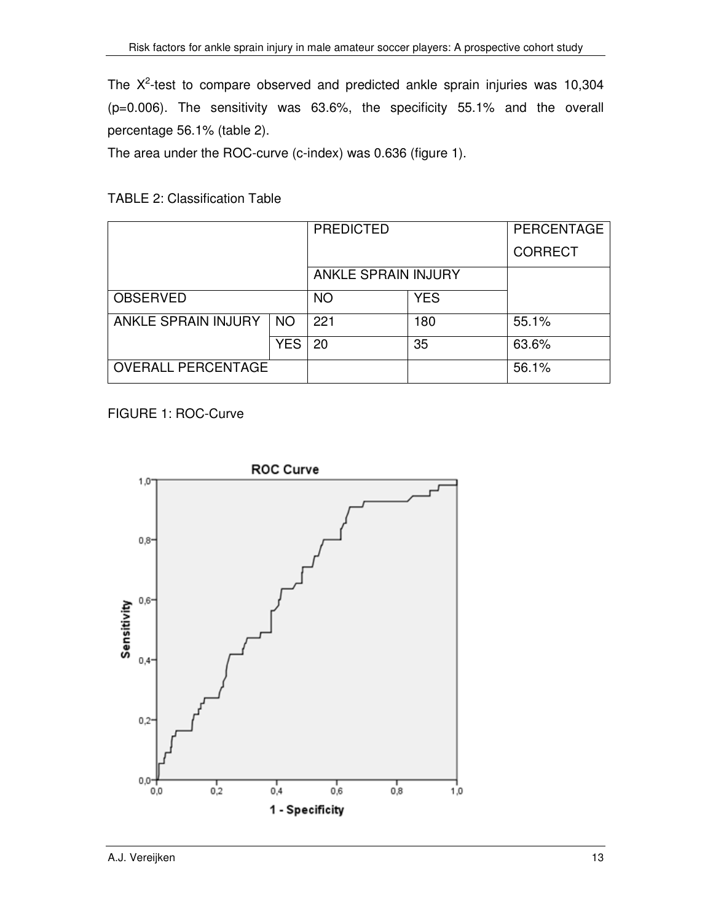The $X^2$-test to compare observed and predicted ankle sprain injuries was 10,304 ($p=0.006$). The sensitivity was 63.6%, the specificity 55.1% and the overall percentage 56.1% (table 2).

The area under the ROC-curve (c-index) was 0.636 (figure 1).

TABLE 2: Classification Table

| | | PREDICTED | | PERCENTAGE CORRECT |
|---|---|---|---|---|
| | | ANKLE SPRAIN INJURY | | |
| OBSERVED | | NO | YES | |
| ANKLE SPRAIN INJURY | NO | 221 | 180 | 55.1% |
| | YES | 20 | 35 | 63.6% |
| OVERALL PERCENTAGE | | | | 56.1% |

FIGURE 1: ROC-Curve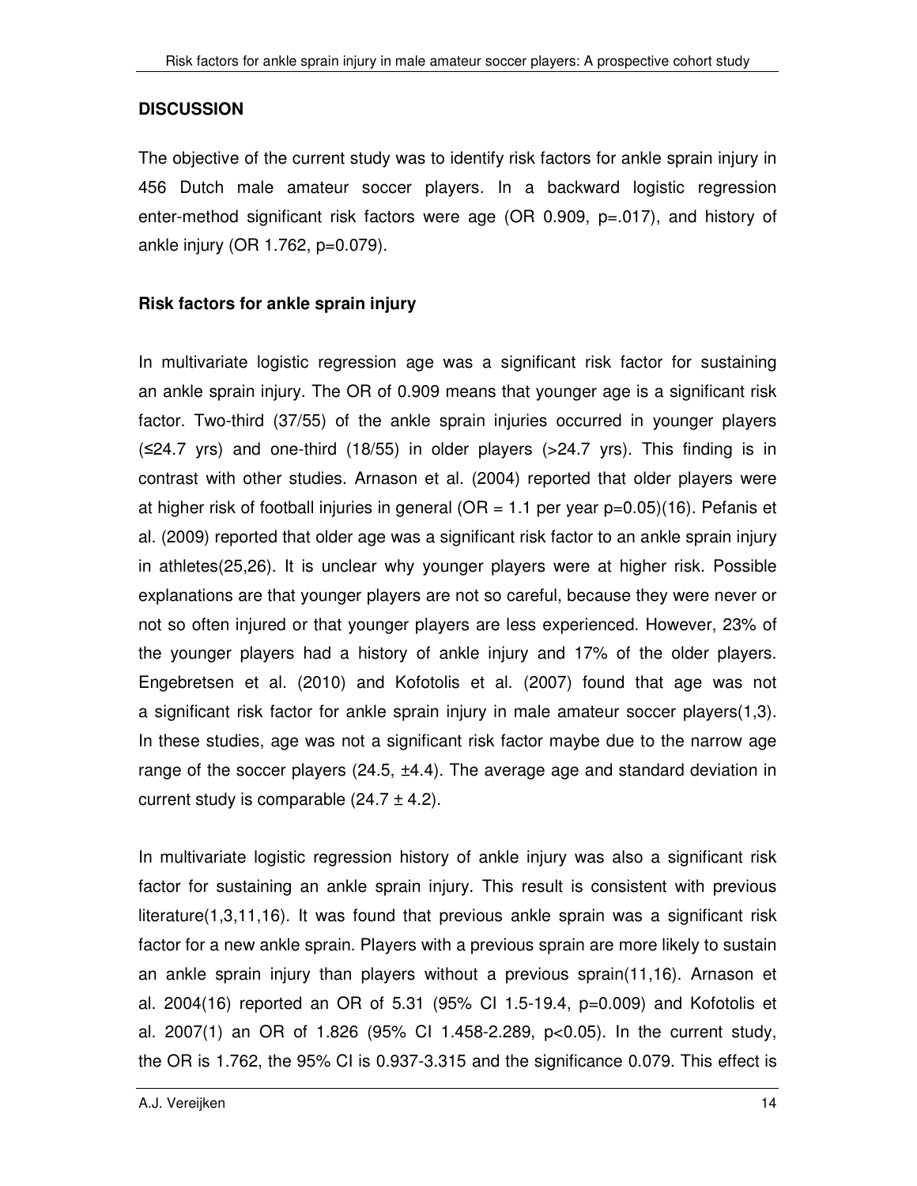## DISCUSSION

The objective of the current study was to identify risk factors for ankle sprain injury in 456 Dutch male amateur soccer players. In a backward logistic regression enter-method significant risk factors were age (OR 0.909, p=.017), and history of ankle injury (OR 1.762, p=0.079).

### Risk factors for ankle sprain injury

In multivariate logistic regression age was a significant risk factor for sustaining an ankle sprain injury. The OR of 0.909 means that younger age is a significant risk factor. Two-third (37/55) of the ankle sprain injuries occurred in younger players (≤24.7 yrs) and one-third (18/55) in older players (>24.7 yrs). This finding is in contrast with other studies. Arnason et al. (2004) reported that older players were at higher risk of football injuries in general (OR = 1.1 per year p=0.05)(16). Pefanis et al. (2009) reported that older age was a significant risk factor to an ankle sprain injury in athletes(25,26). It is unclear why younger players were at higher risk. Possible explanations are that younger players are not so careful, because they were never or not so often injured or that younger players are less experienced. However, 23% of the younger players had a history of ankle injury and 17% of the older players. Engebretsen et al. (2010) and Kofotolis et al. (2007) found that age was not a significant risk factor for ankle sprain injury in male amateur soccer players(1,3). In these studies, age was not a significant risk factor maybe due to the narrow age range of the soccer players (24.5, ±4.4). The average age and standard deviation in current study is comparable (24.7 ± 4.2).

In multivariate logistic regression history of ankle injury was also a significant risk factor for sustaining an ankle sprain injury. This result is consistent with previous literature(1,3,11,16). It was found that previous ankle sprain was a significant risk factor for a new ankle sprain. Players with a previous sprain are more likely to sustain an ankle sprain injury than players without a previous sprain(11,16). Arnason et al. 2004(16) reported an OR of 5.31 (95% CI 1.5-19.4, p=0.009) and Kofotolis et al. 2007(1) an OR of 1.826 (95% CI 1.458-2.289, p<0.05). In the current study, the OR is 1.762, the 95% CI is 0.937-3.315 and the significance 0.079. This effect is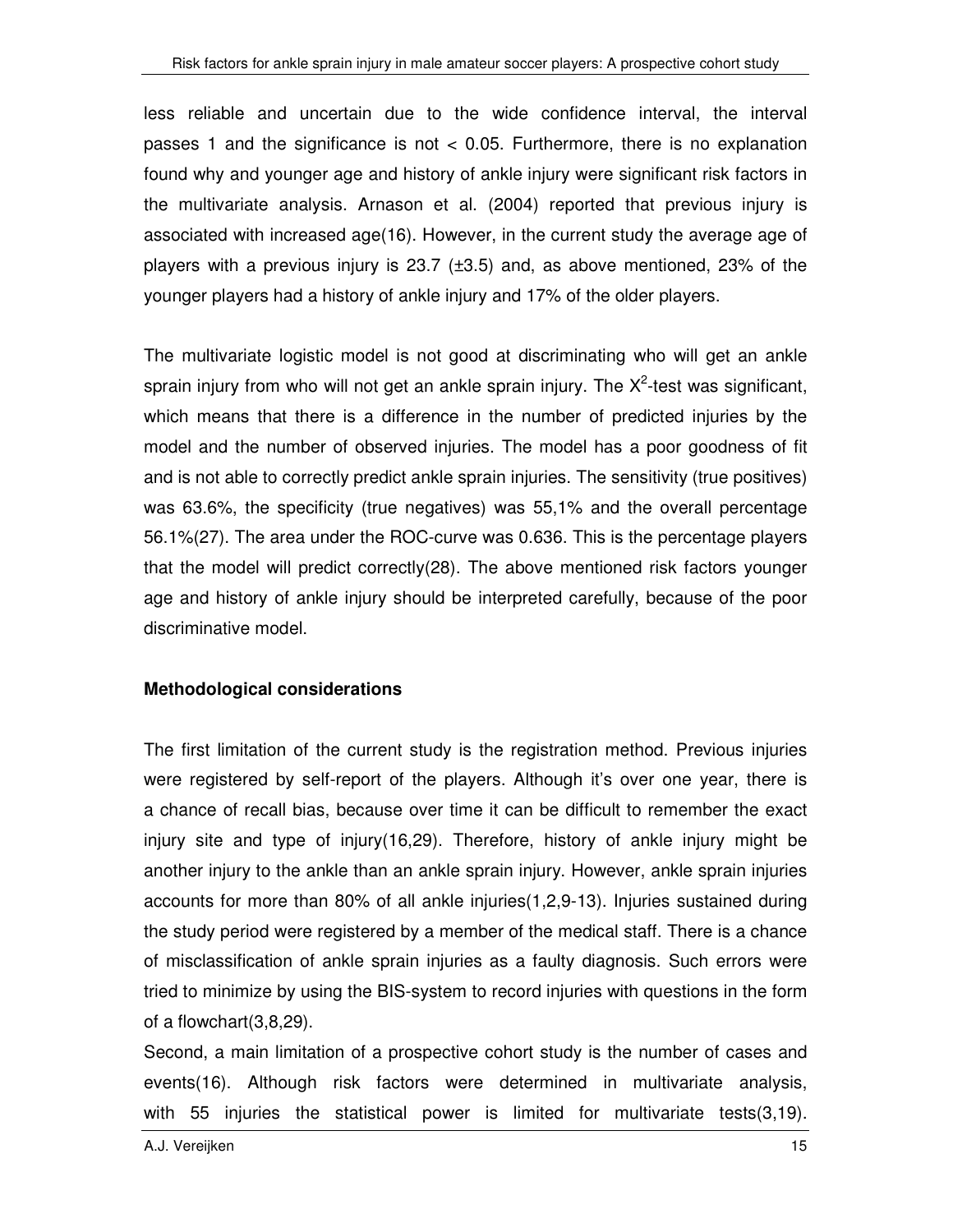less reliable and uncertain due to the wide confidence interval, the interval passes 1 and the significance is not < 0.05. Furthermore, there is no explanation found why and younger age and history of ankle injury were significant risk factors in the multivariate analysis. Arnason et al. (2004) reported that previous injury is associated with increased age(16). However, in the current study the average age of players with a previous injury is 23.7 (±3.5) and, as above mentioned, 23% of the younger players had a history of ankle injury and 17% of the older players.

The multivariate logistic model is not good at discriminating who will get an ankle sprain injury from who will not get an ankle sprain injury. The $X^2$-test was significant, which means that there is a difference in the number of predicted injuries by the model and the number of observed injuries. The model has a poor goodness of fit and is not able to correctly predict ankle sprain injuries. The sensitivity (true positives) was 63.6%, the specificity (true negatives) was 55,1% and the overall percentage 56.1%(27). The area under the ROC-curve was 0.636. This is the percentage players that the model will predict correctly(28). The above mentioned risk factors younger age and history of ankle injury should be interpreted carefully, because of the poor discriminative model.

### Methodological considerations

The first limitation of the current study is the registration method. Previous injuries were registered by self-report of the players. Although it's over one year, there is a chance of recall bias, because over time it can be difficult to remember the exact injury site and type of injury(16,29). Therefore, history of ankle injury might be another injury to the ankle than an ankle sprain injury. However, ankle sprain injuries accounts for more than 80% of all ankle injuries(1,2,9-13). Injuries sustained during the study period were registered by a member of the medical staff. There is a chance of misclassification of ankle sprain injuries as a faulty diagnosis. Such errors were tried to minimize by using the BIS-system to record injuries with questions in the form of a flowchart(3,8,29).

Second, a main limitation of a prospective cohort study is the number of cases and events(16). Although risk factors were determined in multivariate analysis, with 55 injuries the statistical power is limited for multivariate tests(3,19).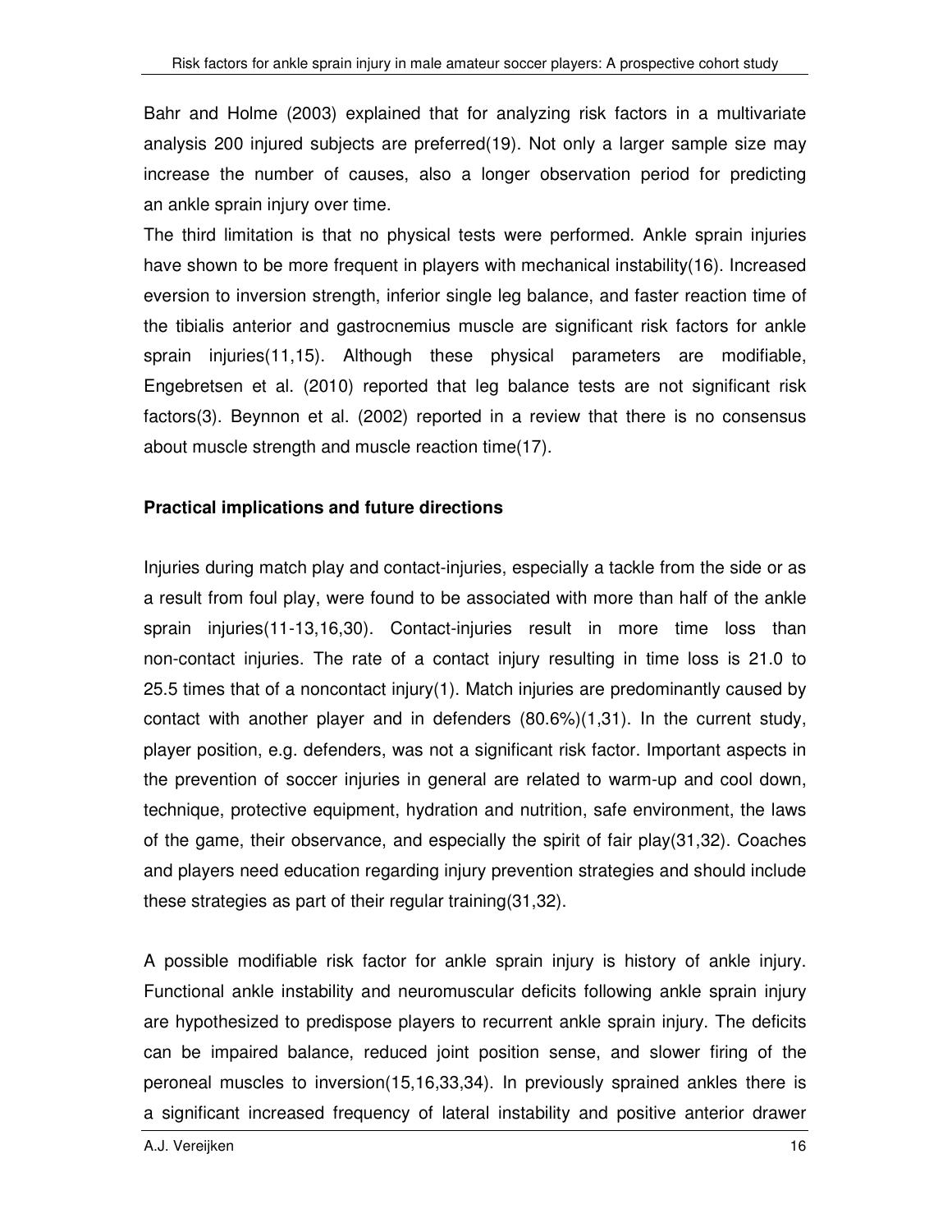Bahr and Holme (2003) explained that for analyzing risk factors in a multivariate analysis 200 injured subjects are preferred(19). Not only a larger sample size may increase the number of causes, also a longer observation period for predicting an ankle sprain injury over time.

The third limitation is that no physical tests were performed. Ankle sprain injuries have shown to be more frequent in players with mechanical instability(16). Increased eversion to inversion strength, inferior single leg balance, and faster reaction time of the tibialis anterior and gastrocnemius muscle are significant risk factors for ankle sprain injuries(11,15). Although these physical parameters are modifiable, Engebretsen et al. (2010) reported that leg balance tests are not significant risk factors(3). Beynnon et al. (2002) reported in a review that there is no consensus about muscle strength and muscle reaction time(17).

**Practical implications and future directions**

Injuries during match play and contact-injuries, especially a tackle from the side or as a result from foul play, were found to be associated with more than half of the ankle sprain injuries(11-13,16,30). Contact-injuries result in more time loss than non-contact injuries. The rate of a contact injury resulting in time loss is 21.0 to 25.5 times that of a noncontact injury(1). Match injuries are predominantly caused by contact with another player and in defenders (80.6%)(1,31). In the current study, player position, e.g. defenders, was not a significant risk factor. Important aspects in the prevention of soccer injuries in general are related to warm-up and cool down, technique, protective equipment, hydration and nutrition, safe environment, the laws of the game, their observance, and especially the spirit of fair play(31,32). Coaches and players need education regarding injury prevention strategies and should include these strategies as part of their regular training(31,32).

A possible modifiable risk factor for ankle sprain injury is history of ankle injury. Functional ankle instability and neuromuscular deficits following ankle sprain injury are hypothesized to predispose players to recurrent ankle sprain injury. The deficits can be impaired balance, reduced joint position sense, and slower firing of the peroneal muscles to inversion(15,16,33,34). In previously sprained ankles there is a significant increased frequency of lateral instability and positive anterior drawer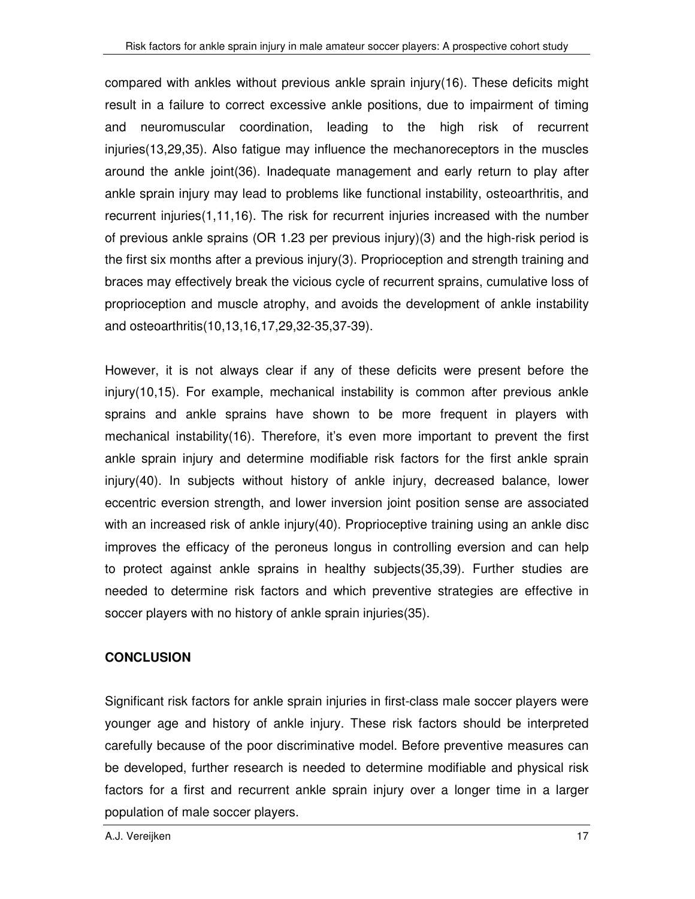compared with ankles without previous ankle sprain injury(16). These deficits might result in a failure to correct excessive ankle positions, due to impairment of timing and neuromuscular coordination, leading to the high risk of recurrent injuries(13,29,35). Also fatigue may influence the mechanoreceptors in the muscles around the ankle joint(36). Inadequate management and early return to play after ankle sprain injury may lead to problems like functional instability, osteoarthritis, and recurrent injuries(1,11,16). The risk for recurrent injuries increased with the number of previous ankle sprains (OR 1.23 per previous injury)(3) and the high-risk period is the first six months after a previous injury(3). Proprioception and strength training and braces may effectively break the vicious cycle of recurrent sprains, cumulative loss of proprioception and muscle atrophy, and avoids the development of ankle instability and osteoarthritis(10,13,16,17,29,32-35,37-39).

However, it is not always clear if any of these deficits were present before the injury(10,15). For example, mechanical instability is common after previous ankle sprains and ankle sprains have shown to be more frequent in players with mechanical instability(16). Therefore, it's even more important to prevent the first ankle sprain injury and determine modifiable risk factors for the first ankle sprain injury(40). In subjects without history of ankle injury, decreased balance, lower eccentric eversion strength, and lower inversion joint position sense are associated with an increased risk of ankle injury(40). Proprioceptive training using an ankle disc improves the efficacy of the peroneus longus in controlling eversion and can help to protect against ankle sprains in healthy subjects(35,39). Further studies are needed to determine risk factors and which preventive strategies are effective in soccer players with no history of ankle sprain injuries(35).

## CONCLUSION

Significant risk factors for ankle sprain injuries in first-class male soccer players were younger age and history of ankle injury. These risk factors should be interpreted carefully because of the poor discriminative model. Before preventive measures can be developed, further research is needed to determine modifiable and physical risk factors for a first and recurrent ankle sprain injury over a longer time in a larger population of male soccer players.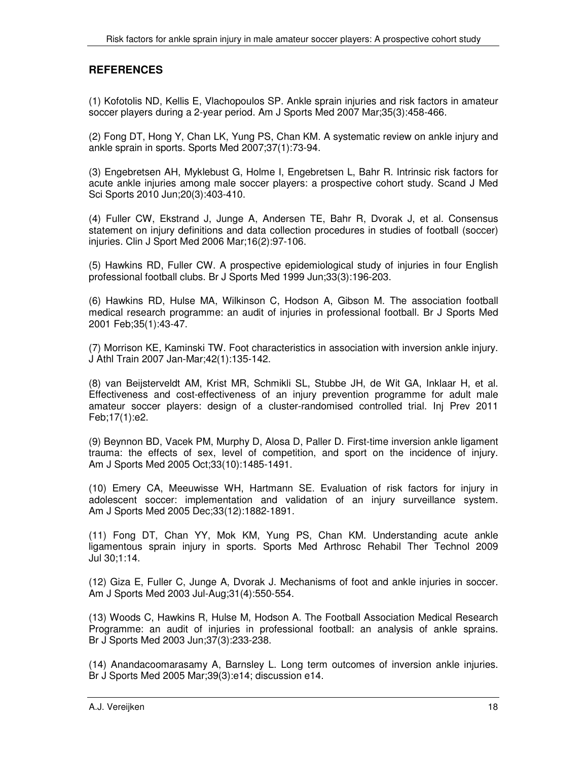## REFERENCES

(1) Kofotolis ND, Kellis E, Vlachopoulos SP. Ankle sprain injuries and risk factors in amateur soccer players during a 2-year period. Am J Sports Med 2007 Mar;35(3):458-466.

(2) Fong DT, Hong Y, Chan LK, Yung PS, Chan KM. A systematic review on ankle injury and ankle sprain in sports. Sports Med 2007;37(1):73-94.

(3) Engebretsen AH, Myklebust G, Holme I, Engebretsen L, Bahr R. Intrinsic risk factors for acute ankle injuries among male soccer players: a prospective cohort study. Scand J Med Sci Sports 2010 Jun;20(3):403-410.

(4) Fuller CW, Ekstrand J, Junge A, Andersen TE, Bahr R, Dvorak J, et al. Consensus statement on injury definitions and data collection procedures in studies of football (soccer) injuries. Clin J Sport Med 2006 Mar;16(2):97-106.

(5) Hawkins RD, Fuller CW. A prospective epidemiological study of injuries in four English professional football clubs. Br J Sports Med 1999 Jun;33(3):196-203.

(6) Hawkins RD, Hulse MA, Wilkinson C, Hodson A, Gibson M. The association football medical research programme: an audit of injuries in professional football. Br J Sports Med 2001 Feb;35(1):43-47.

(7) Morrison KE, Kaminski TW. Foot characteristics in association with inversion ankle injury. J Athl Train 2007 Jan-Mar;42(1):135-142.

(8) van Beijsterveldt AM, Krist MR, Schmikli SL, Stubbe JH, de Wit GA, Inklaar H, et al. Effectiveness and cost-effectiveness of an injury prevention programme for adult male amateur soccer players: design of a cluster-randomised controlled trial. Inj Prev 2011 Feb;17(1):e2.

(9) Beynnon BD, Vacek PM, Murphy D, Alosa D, Paller D. First-time inversion ankle ligament trauma: the effects of sex, level of competition, and sport on the incidence of injury. Am J Sports Med 2005 Oct;33(10):1485-1491.

(10) Emery CA, Meeuwisse WH, Hartmann SE. Evaluation of risk factors for injury in adolescent soccer: implementation and validation of an injury surveillance system. Am J Sports Med 2005 Dec;33(12):1882-1891.

(11) Fong DT, Chan YY, Mok KM, Yung PS, Chan KM. Understanding acute ankle ligamentous sprain injury in sports. Sports Med Arthrosc Rehabil Ther Technol 2009 Jul 30;1:14.

(12) Giza E, Fuller C, Junge A, Dvorak J. Mechanisms of foot and ankle injuries in soccer. Am J Sports Med 2003 Jul-Aug;31(4):550-554.

(13) Woods C, Hawkins R, Hulse M, Hodson A. The Football Association Medical Research Programme: an audit of injuries in professional football: an analysis of ankle sprains. Br J Sports Med 2003 Jun;37(3):233-238.

(14) Anandacoomarasamy A, Barnsley L. Long term outcomes of inversion ankle injuries. Br J Sports Med 2005 Mar;39(3):e14; discussion e14.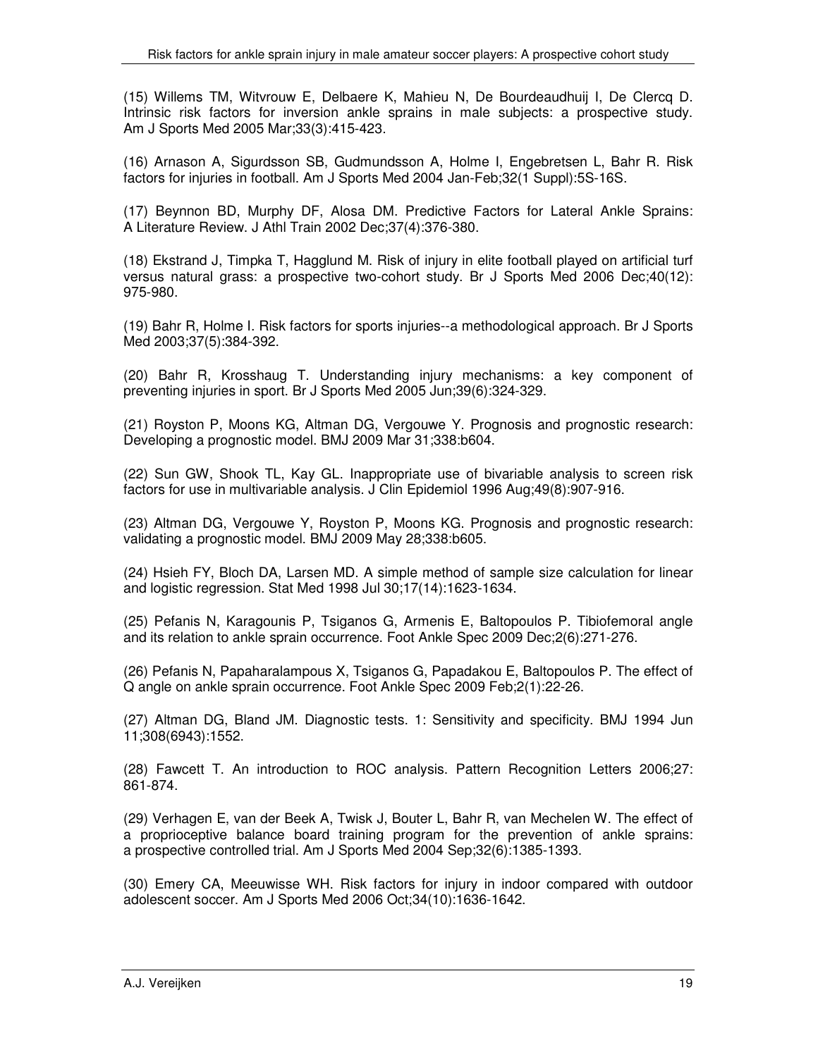(15) Willems TM, Witvrouw E, Delbaere K, Mahieu N, De Bourdeaudhuij I, De Clercq D. Intrinsic risk factors for inversion ankle sprains in male subjects: a prospective study. Am J Sports Med 2005 Mar;33(3):415-423.

(16) Arnason A, Sigurdsson SB, Gudmundsson A, Holme I, Engebretsen L, Bahr R. Risk factors for injuries in football. Am J Sports Med 2004 Jan-Feb;32(1 Suppl):5S-16S.

(17) Beynnon BD, Murphy DF, Alosa DM. Predictive Factors for Lateral Ankle Sprains: A Literature Review. J Athl Train 2002 Dec;37(4):376-380.

(18) Ekstrand J, Timpka T, Hagglund M. Risk of injury in elite football played on artificial turf versus natural grass: a prospective two-cohort study. Br J Sports Med 2006 Dec;40(12): 975-980.

(19) Bahr R, Holme I. Risk factors for sports injuries--a methodological approach. Br J Sports Med 2003;37(5):384-392.

(20) Bahr R, Krosshaug T. Understanding injury mechanisms: a key component of preventing injuries in sport. Br J Sports Med 2005 Jun;39(6):324-329.

(21) Royston P, Moons KG, Altman DG, Vergouwe Y. Prognosis and prognostic research: Developing a prognostic model. BMJ 2009 Mar 31;338:b604.

(22) Sun GW, Shook TL, Kay GL. Inappropriate use of bivariable analysis to screen risk factors for use in multivariable analysis. J Clin Epidemiol 1996 Aug;49(8):907-916.

(23) Altman DG, Vergouwe Y, Royston P, Moons KG. Prognosis and prognostic research: validating a prognostic model. BMJ 2009 May 28;338:b605.

(24) Hsieh FY, Bloch DA, Larsen MD. A simple method of sample size calculation for linear and logistic regression. Stat Med 1998 Jul 30;17(14):1623-1634.

(25) Pefanis N, Karagounis P, Tsiganos G, Armenis E, Baltopoulos P. Tibiofemoral angle and its relation to ankle sprain occurrence. Foot Ankle Spec 2009 Dec;2(6):271-276.

(26) Pefanis N, Papaharalampous X, Tsiganos G, Papadakou E, Baltopoulos P. The effect of Q angle on ankle sprain occurrence. Foot Ankle Spec 2009 Feb;2(1):22-26.

(27) Altman DG, Bland JM. Diagnostic tests. 1: Sensitivity and specificity. BMJ 1994 Jun 11;308(6943):1552.

(28) Fawcett T. An introduction to ROC analysis. Pattern Recognition Letters 2006;27: 861-874.

(29) Verhagen E, van der Beek A, Twisk J, Bouter L, Bahr R, van Mechelen W. The effect of a proprioceptive balance board training program for the prevention of ankle sprains: a prospective controlled trial. Am J Sports Med 2004 Sep;32(6):1385-1393.

(30) Emery CA, Meeuwisse WH. Risk factors for injury in indoor compared with outdoor adolescent soccer. Am J Sports Med 2006 Oct;34(10):1636-1642.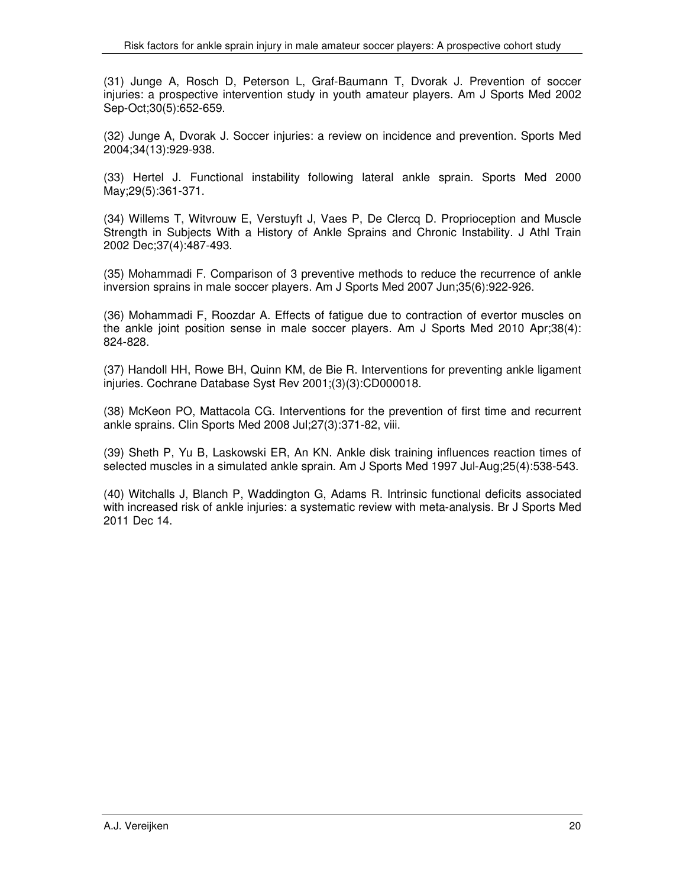(31) Junge A, Rosch D, Peterson L, Graf-Baumann T, Dvorak J. Prevention of soccer injuries: a prospective intervention study in youth amateur players. Am J Sports Med 2002 Sep-Oct;30(5):652-659.

(32) Junge A, Dvorak J. Soccer injuries: a review on incidence and prevention. Sports Med 2004;34(13):929-938.

(33) Hertel J. Functional instability following lateral ankle sprain. Sports Med 2000 May;29(5):361-371.

(34) Willems T, Witvrouw E, Verstuyft J, Vaes P, De Clercq D. Proprioception and Muscle Strength in Subjects With a History of Ankle Sprains and Chronic Instability. J Athl Train 2002 Dec;37(4):487-493.

(35) Mohammadi F. Comparison of 3 preventive methods to reduce the recurrence of ankle inversion sprains in male soccer players. Am J Sports Med 2007 Jun;35(6):922-926.

(36) Mohammadi F, Roozdar A. Effects of fatigue due to contraction of evertor muscles on the ankle joint position sense in male soccer players. Am J Sports Med 2010 Apr;38(4): 824-828.

(37) Handoll HH, Rowe BH, Quinn KM, de Bie R. Interventions for preventing ankle ligament injuries. Cochrane Database Syst Rev 2001;(3)(3):CD000018.

(38) McKeon PO, Mattacola CG. Interventions for the prevention of first time and recurrent ankle sprains. Clin Sports Med 2008 Jul;27(3):371-82, viii.

(39) Sheth P, Yu B, Laskowski ER, An KN. Ankle disk training influences reaction times of selected muscles in a simulated ankle sprain. Am J Sports Med 1997 Jul-Aug;25(4):538-543.

(40) Witchalls J, Blanch P, Waddington G, Adams R. Intrinsic functional deficits associated with increased risk of ankle injuries: a systematic review with meta-analysis. Br J Sports Med 2011 Dec 14.